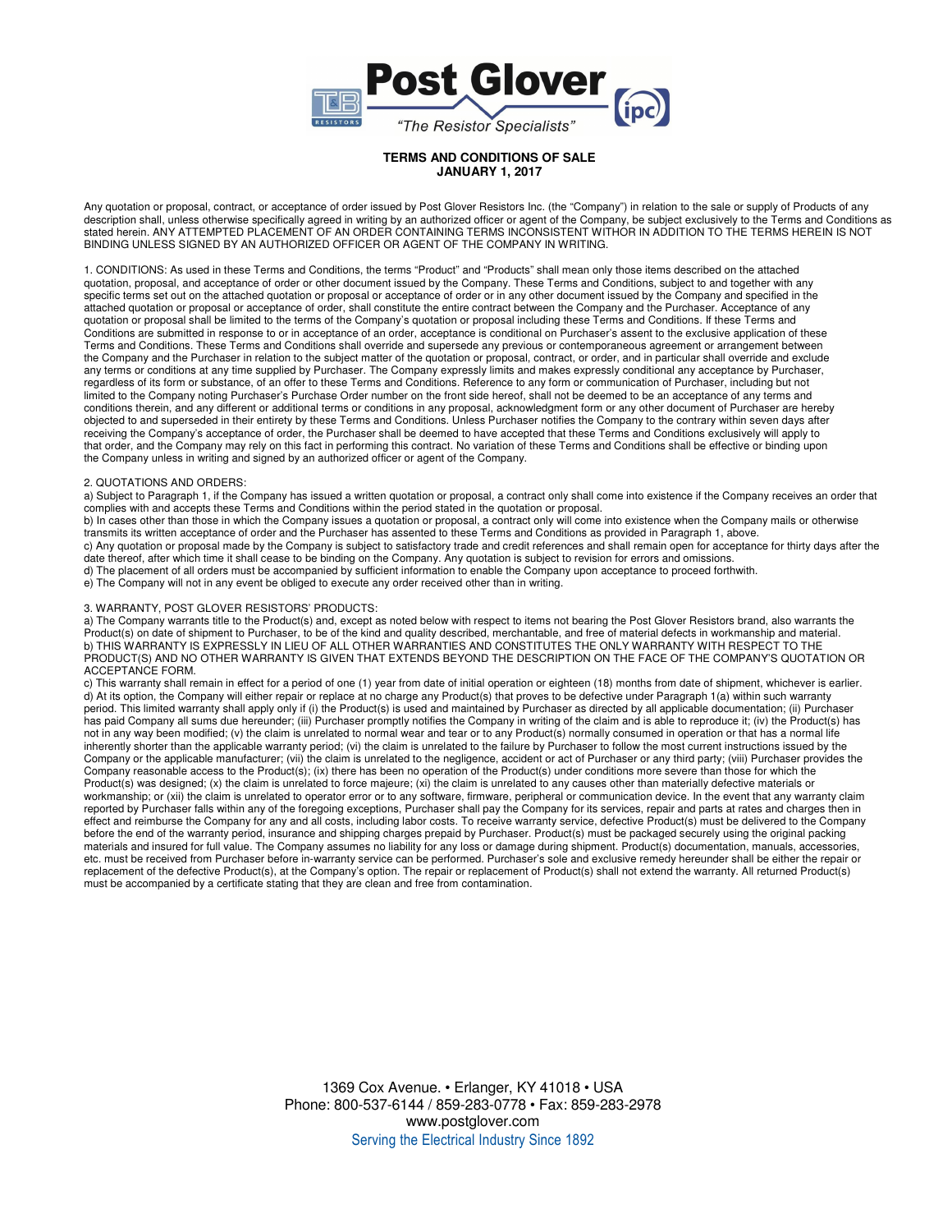# Post Glover

*"The Resistor Specialists"*

**TERMS AND CONDITIONS OF SALE**
**JANUARY 1, 2017**

Any quotation or proposal, contract, or acceptance of order issued by Post Glover Resistors Inc. (the "Company") in relation to the sale or supply of Products of any description shall, unless otherwise specifically agreed in writing by an authorized officer or agent of the Company, be subject exclusively to the Terms and Conditions as stated herein. ANY ATTEMPTED PLACEMENT OF AN ORDER CONTAINING TERMS INCONSISTENT WITHOR IN ADDITION TO THE TERMS HEREIN IS NOT BINDING UNLESS SIGNED BY AN AUTHORIZED OFFICER OR AGENT OF THE COMPANY IN WRITING.

1. CONDITIONS: As used in these Terms and Conditions, the terms "Product" and "Products" shall mean only those items described on the attached quotation, proposal, and acceptance of order or other document issued by the Company. These Terms and Conditions, subject to and together with any specific terms set out on the attached quotation or proposal or acceptance of order or in any other document issued by the Company and specified in the attached quotation or proposal or acceptance of order, shall constitute the entire contract between the Company and the Purchaser. Acceptance of any quotation or proposal shall be limited to the terms of the Company's quotation or proposal including these Terms and Conditions. If these Terms and Conditions are submitted in response to or in acceptance of an order, acceptance is conditional on Purchaser's assent to the exclusive application of these Terms and Conditions. These Terms and Conditions shall override and supersede any previous or contemporaneous agreement or arrangement between the Company and the Purchaser in relation to the subject matter of the quotation or proposal, contract, or order, and in particular shall override and exclude any terms or conditions at any time supplied by Purchaser. The Company expressly limits and makes expressly conditional any acceptance by Purchaser, regardless of its form or substance, of an offer to these Terms and Conditions. Reference to any form or communication of Purchaser, including but not limited to the Company noting Purchaser's Purchase Order number on the front side hereof, shall not be deemed to be an acceptance of any terms and conditions therein, and any different or additional terms or conditions in any proposal, acknowledgment form or any other document of Purchaser are hereby objected to and superseded in their entirety by these Terms and Conditions. Unless Purchaser notifies the Company to the contrary within seven days after receiving the Company's acceptance of order, the Purchaser shall be deemed to have accepted that these Terms and Conditions exclusively will apply to that order, and the Company may rely on this fact in performing this contract. No variation of these Terms and Conditions shall be effective or binding upon the Company unless in writing and signed by an authorized officer or agent of the Company.

2. QUOTATIONS AND ORDERS:

a) Subject to Paragraph 1, if the Company has issued a written quotation or proposal, a contract only shall come into existence if the Company receives an order that complies with and accepts these Terms and Conditions within the period stated in the quotation or proposal.

b) In cases other than those in which the Company issues a quotation or proposal, a contract only will come into existence when the Company mails or otherwise transmits its written acceptance of order and the Purchaser has assented to these Terms and Conditions as provided in Paragraph 1, above.

c) Any quotation or proposal made by the Company is subject to satisfactory trade and credit references and shall remain open for acceptance for thirty days after the date thereof, after which time it shall cease to be binding on the Company. Any quotation is subject to revision for errors and omissions.

d) The placement of all orders must be accompanied by sufficient information to enable the Company upon acceptance to proceed forthwith.

e) The Company will not in any event be obliged to execute any order received other than in writing.

3. WARRANTY, POST GLOVER RESISTORS' PRODUCTS:

a) The Company warrants title to the Product(s) and, except as noted below with respect to items not bearing the Post Glover Resistors brand, also warrants the Product(s) on date of shipment to Purchaser, to be of the kind and quality described, merchantable, and free of material defects in workmanship and material.

b) THIS WARRANTY IS EXPRESSLY IN LIEU OF ALL OTHER WARRANTIES AND CONSTITUTES THE ONLY WARRANTY WITH RESPECT TO THE PRODUCT(S) AND NO OTHER WARRANTY IS GIVEN THAT EXTENDS BEYOND THE DESCRIPTION ON THE FACE OF THE COMPANY'S QUOTATION OR ACCEPTANCE FORM.

c) This warranty shall remain in effect for a period of one (1) year from date of initial operation or eighteen (18) months from date of shipment, whichever is earlier.

d) At its option, the Company will either repair or replace at no charge any Product(s) that proves to be defective under Paragraph 1(a) within such warranty period. This limited warranty shall apply only if (i) the Product(s) is used and maintained by Purchaser as directed by all applicable documentation; (ii) Purchaser has paid Company all sums due hereunder; (iii) Purchaser promptly notifies the Company in writing of the claim and is able to reproduce it; (iv) the Product(s) has not in any way been modified; (v) the claim is unrelated to normal wear and tear or to any Product(s) normally consumed in operation or that has a normal life inherently shorter than the applicable warranty period; (vi) the claim is unrelated to the failure by Purchaser to follow the most current instructions issued by the Company or the applicable manufacturer; (vii) the claim is unrelated to the negligence, accident or act of Purchaser or any third party; (viii) Purchaser provides the Company reasonable access to the Product(s); (ix) there has been no operation of the Product(s) under conditions more severe than those for which the Product(s) was designed; (x) the claim is unrelated to force majeure; (xi) the claim is unrelated to any causes other than materially defective materials or workmanship; or (xii) the claim is unrelated to operator error or to any software, firmware, peripheral or communication device. In the event that any warranty claim reported by Purchaser falls within any of the foregoing exceptions, Purchaser shall pay the Company for its services, repair and parts at rates and charges then in effect and reimburse the Company for any and all costs, including labor costs. To receive warranty service, defective Product(s) must be delivered to the Company before the end of the warranty period, insurance and shipping charges prepaid by Purchaser. Product(s) must be packaged securely using the original packing materials and insured for full value. The Company assumes no liability for any loss or damage during shipment. Product(s) documentation, manuals, accessories, etc. must be received from Purchaser before in-warranty service can be performed. Purchaser's sole and exclusive remedy hereunder shall be either the repair or replacement of the defective Product(s), at the Company's option. The repair or replacement of Product(s) shall not extend the warranty. All returned Product(s) must be accompanied by a certificate stating that they are clean and free from contamination.

1369 Cox Avenue. • Erlanger, KY 41018 • USA
Phone: 800-537-6144 / 859-283-0778 • Fax: 859-283-2978
www.postglover.com
Serving the Electrical Industry Since 1892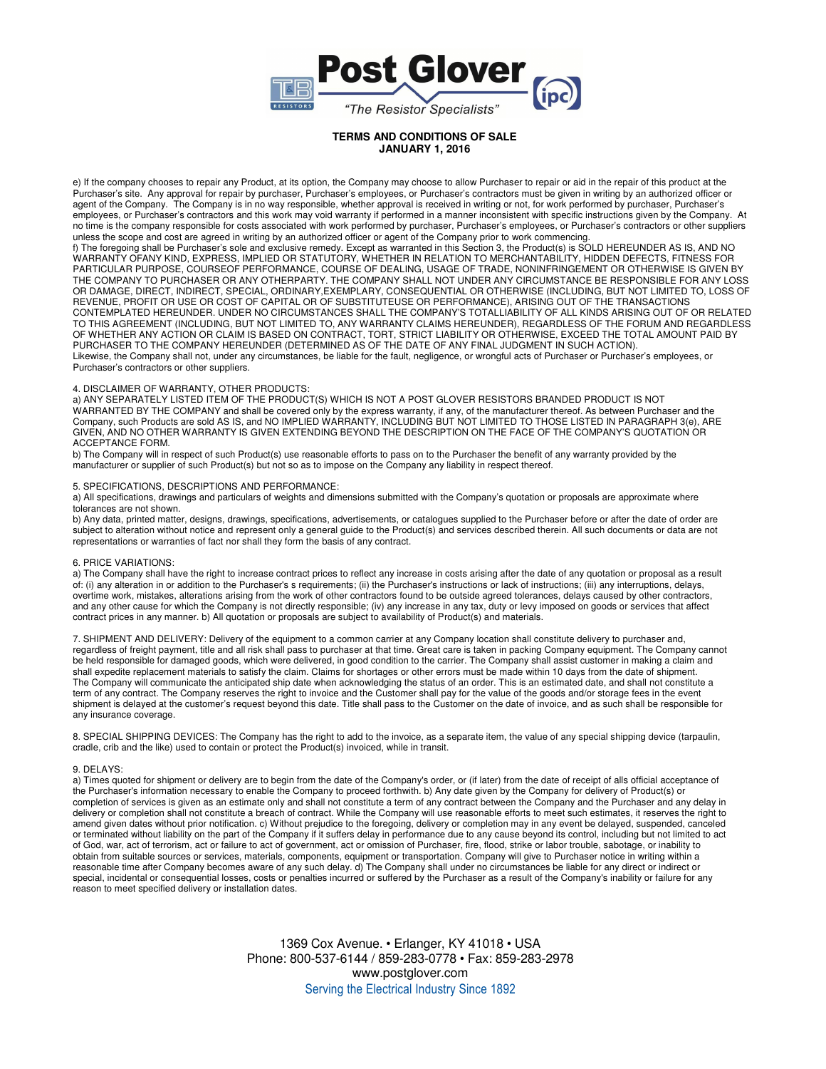**TERMS AND CONDITIONS OF SALE**
**JANUARY 1, 2016**

e) If the company chooses to repair any Product, at its option, the Company may choose to allow Purchaser to repair or aid in the repair of this product at the Purchaser's site. Any approval for repair by purchaser, Purchaser's employees, or Purchaser's contractors must be given in writing by an authorized officer or agent of the Company. The Company is in no way responsible, whether approval is received in writing or not, for work performed by purchaser, Purchaser's employees, or Purchaser's contractors and this work may void warranty if performed in a manner inconsistent with specific instructions given by the Company. At no time is the company responsible for costs associated with work performed by purchaser, Purchaser's employees, or Purchaser's contractors or other suppliers unless the scope and cost are agreed in writing by an authorized officer or agent of the Company prior to work commencing.
f) The foregoing shall be Purchaser's sole and exclusive remedy. Except as warranted in this Section 3, the Product(s) is SOLD HEREUNDER AS IS, AND NO WARRANTY OFANY KIND, EXPRESS, IMPLIED OR STATUTORY, WHETHER IN RELATION TO MERCHANTABILITY, HIDDEN DEFECTS, FITNESS FOR PARTICULAR PURPOSE, COURSEOF PERFORMANCE, COURSE OF DEALING, USAGE OF TRADE, NONINFRINGEMENT OR OTHERWISE IS GIVEN BY THE COMPANY TO PURCHASER OR ANY OTHERPARTY. THE COMPANY SHALL NOT UNDER ANY CIRCUMSTANCE BE RESPONSIBLE FOR ANY LOSS OR DAMAGE, DIRECT, INDIRECT, SPECIAL, ORDINARY,EXEMPLARY, CONSEQUENTIAL OR OTHERWISE (INCLUDING, BUT NOT LIMITED TO, LOSS OF REVENUE, PROFIT OR USE OR COST OF CAPITAL OR OF SUBSTITUTEUSE OR PERFORMANCE), ARISING OUT OF THE TRANSACTIONS CONTEMPLATED HEREUNDER. UNDER NO CIRCUMSTANCES SHALL THE COMPANY'S TOTALLIABILITY OF ALL KINDS ARISING OUT OF OR RELATED TO THIS AGREEMENT (INCLUDING, BUT NOT LIMITED TO, ANY WARRANTY CLAIMS HEREUNDER), REGARDLESS OF THE FORUM AND REGARDLESS OF WHETHER ANY ACTION OR CLAIM IS BASED ON CONTRACT, TORT, STRICT LIABILITY OR OTHERWISE, EXCEED THE TOTAL AMOUNT PAID BY PURCHASER TO THE COMPANY HEREUNDER (DETERMINED AS OF THE DATE OF ANY FINAL JUDGMENT IN SUCH ACTION).
Likewise, the Company shall not, under any circumstances, be liable for the fault, negligence, or wrongful acts of Purchaser or Purchaser's employees, or Purchaser's contractors or other suppliers.

4. DISCLAIMER OF WARRANTY, OTHER PRODUCTS:
a) ANY SEPARATELY LISTED ITEM OF THE PRODUCT(S) WHICH IS NOT A POST GLOVER RESISTORS BRANDED PRODUCT IS NOT WARRANTED BY THE COMPANY and shall be covered only by the express warranty, if any, of the manufacturer thereof. As between Purchaser and the Company, such Products are sold AS IS, and NO IMPLIED WARRANTY, INCLUDING BUT NOT LIMITED TO THOSE LISTED IN PARAGRAPH 3(e), ARE GIVEN, AND NO OTHER WARRANTY IS GIVEN EXTENDING BEYOND THE DESCRIPTION ON THE FACE OF THE COMPANY'S QUOTATION OR ACCEPTANCE FORM.
b) The Company will in respect of such Product(s) use reasonable efforts to pass on to the Purchaser the benefit of any warranty provided by the manufacturer or supplier of such Product(s) but not so as to impose on the Company any liability in respect thereof.

5. SPECIFICATIONS, DESCRIPTIONS AND PERFORMANCE:
a) All specifications, drawings and particulars of weights and dimensions submitted with the Company's quotation or proposals are approximate where tolerances are not shown.
b) Any data, printed matter, designs, drawings, specifications, advertisements, or catalogues supplied to the Purchaser before or after the date of order are subject to alteration without notice and represent only a general guide to the Product(s) and services described therein. All such documents or data are not representations or warranties of fact nor shall they form the basis of any contract.

6. PRICE VARIATIONS:
a) The Company shall have the right to increase contract prices to reflect any increase in costs arising after the date of any quotation or proposal as a result of: (i) any alteration in or addition to the Purchaser's s requirements; (ii) the Purchaser's instructions or lack of instructions; (iii) any interruptions, delays, overtime work, mistakes, alterations arising from the work of other contractors found to be outside agreed tolerances, delays caused by other contractors, and any other cause for which the Company is not directly responsible; (iv) any increase in any tax, duty or levy imposed on goods or services that affect contract prices in any manner. b) All quotation or proposals are subject to availability of Product(s) and materials.

7. SHIPMENT AND DELIVERY: Delivery of the equipment to a common carrier at any Company location shall constitute delivery to purchaser and, regardless of freight payment, title and all risk shall pass to purchaser at that time. Great care is taken in packing Company equipment. The Company cannot be held responsible for damaged goods, which were delivered, in good condition to the carrier. The Company shall assist customer in making a claim and shall expedite replacement materials to satisfy the claim. Claims for shortages or other errors must be made within 10 days from the date of shipment. The Company will communicate the anticipated ship date when acknowledging the status of an order. This is an estimated date, and shall not constitute a term of any contract. The Company reserves the right to invoice and the Customer shall pay for the value of the goods and/or storage fees in the event shipment is delayed at the customer's request beyond this date. Title shall pass to the Customer on the date of invoice, and as such shall be responsible for any insurance coverage.

8. SPECIAL SHIPPING DEVICES: The Company has the right to add to the invoice, as a separate item, the value of any special shipping device (tarpaulin, cradle, crib and the like) used to contain or protect the Product(s) invoiced, while in transit.

9. DELAYS:
a) Times quoted for shipment or delivery are to begin from the date of the Company's order, or (if later) from the date of receipt of alls official acceptance of the Purchaser's information necessary to enable the Company to proceed forthwith. b) Any date given by the Company for delivery of Product(s) or completion of services is given as an estimate only and shall not constitute a term of any contract between the Company and the Purchaser and any delay in delivery or completion shall not constitute a breach of contract. While the Company will use reasonable efforts to meet such estimates, it reserves the right to amend given dates without prior notification. c) Without prejudice to the foregoing, delivery or completion may in any event be delayed, suspended, canceled or terminated without liability on the part of the Company if it suffers delay in performance due to any cause beyond its control, including but not limited to act of God, war, act of terrorism, act or failure to act of government, act or omission of Purchaser, fire, flood, strike or labor trouble, sabotage, or inability to obtain from suitable sources or services, materials, components, equipment or transportation. Company will give to Purchaser notice in writing within a reasonable time after Company becomes aware of any such delay. d) The Company shall under no circumstances be liable for any direct or indirect or special, incidental or consequential losses, costs or penalties incurred or suffered by the Purchaser as a result of the Company's inability or failure for any reason to meet specified delivery or installation dates.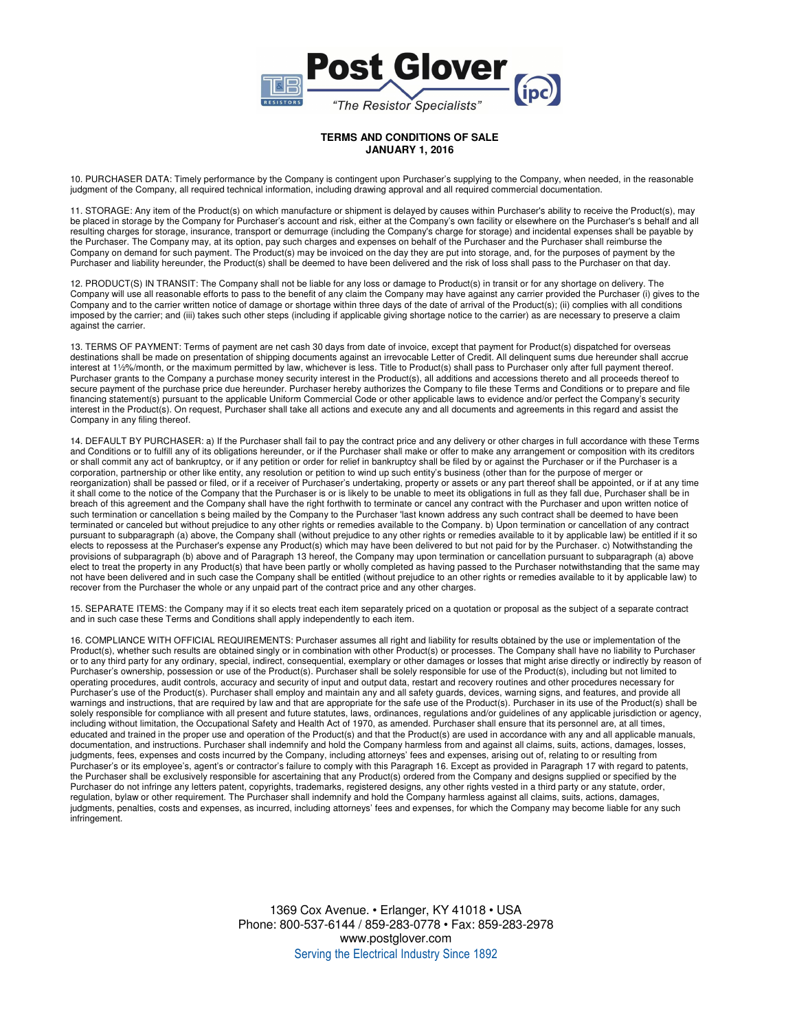**TERMS AND CONDITIONS OF SALE**
**JANUARY 1, 2016**

10. PURCHASER DATA: Timely performance by the Company is contingent upon Purchaser's supplying to the Company, when needed, in the reasonable judgment of the Company, all required technical information, including drawing approval and all required commercial documentation.

11. STORAGE: Any item of the Product(s) on which manufacture or shipment is delayed by causes within Purchaser's ability to receive the Product(s), may be placed in storage by the Company for Purchaser's account and risk, either at the Company's own facility or elsewhere on the Purchaser's s behalf and all resulting charges for storage, insurance, transport or demurrage (including the Company's charge for storage) and incidental expenses shall be payable by the Purchaser. The Company may, at its option, pay such charges and expenses on behalf of the Purchaser and the Purchaser shall reimburse the Company on demand for such payment. The Product(s) may be invoiced on the day they are put into storage, and, for the purposes of payment by the Purchaser and liability hereunder, the Product(s) shall be deemed to have been delivered and the risk of loss shall pass to the Purchaser on that day.

12. PRODUCT(S) IN TRANSIT: The Company shall not be liable for any loss or damage to Product(s) in transit or for any shortage on delivery. The Company will use all reasonable efforts to pass to the benefit of any claim the Company may have against any carrier provided the Purchaser (i) gives to the Company and to the carrier written notice of damage or shortage within three days of the date of arrival of the Product(s); (ii) complies with all conditions imposed by the carrier; and (iii) takes such other steps (including if applicable giving shortage notice to the carrier) as are necessary to preserve a claim against the carrier.

13. TERMS OF PAYMENT: Terms of payment are net cash 30 days from date of invoice, except that payment for Product(s) dispatched for overseas destinations shall be made on presentation of shipping documents against an irrevocable Letter of Credit. All delinquent sums due hereunder shall accrue interest at 1½%/month, or the maximum permitted by law, whichever is less. Title to Product(s) shall pass to Purchaser only after full payment thereof. Purchaser grants to the Company a purchase money security interest in the Product(s), all additions and accessions thereto and all proceeds thereof to secure payment of the purchase price due hereunder. Purchaser hereby authorizes the Company to file these Terms and Conditions or to prepare and file financing statement(s) pursuant to the applicable Uniform Commercial Code or other applicable laws to evidence and/or perfect the Company's security interest in the Product(s). On request, Purchaser shall take all actions and execute any and all documents and agreements in this regard and assist the Company in any filing thereof.

14. DEFAULT BY PURCHASER: a) If the Purchaser shall fail to pay the contract price and any delivery or other charges in full accordance with these Terms and Conditions or to fulfill any of its obligations hereunder, or if the Purchaser shall make or offer to make any arrangement or composition with its creditors or shall commit any act of bankruptcy, or if any petition or order for relief in bankruptcy shall be filed by or against the Purchaser or if the Purchaser is a corporation, partnership or other like entity, any resolution or petition to wind up such entity's business (other than for the purpose of merger or reorganization) shall be passed or filed, or if a receiver of Purchaser's undertaking, property or assets or any part thereof shall be appointed, or if at any time it shall come to the notice of the Company that the Purchaser is or is likely to be unable to meet its obligations in full as they fall due, Purchaser shall be in breach of this agreement and the Company shall have the right forthwith to terminate or cancel any contract with the Purchaser and upon written notice of such termination or cancellation s being mailed by the Company to the Purchaser 'last known address any such contract shall be deemed to have been terminated or canceled but without prejudice to any other rights or remedies available to the Company. b) Upon termination or cancellation of any contract pursuant to subparagraph (a) above, the Company shall (without prejudice to any other rights or remedies available to it by applicable law) be entitled if it so elects to repossess at the Purchaser's expense any Product(s) which may have been delivered to but not paid for by the Purchaser. c) Notwithstanding the provisions of subparagraph (b) above and of Paragraph 13 hereof, the Company may upon termination or cancellation pursuant to subparagraph (a) above elect to treat the property in any Product(s) that have been partly or wholly completed as having passed to the Purchaser notwithstanding that the same may not have been delivered and in such case the Company shall be entitled (without prejudice to an other rights or remedies available to it by applicable law) to recover from the Purchaser the whole or any unpaid part of the contract price and any other charges.

15. SEPARATE ITEMS: the Company may if it so elects treat each item separately priced on a quotation or proposal as the subject of a separate contract and in such case these Terms and Conditions shall apply independently to each item.

16. COMPLIANCE WITH OFFICIAL REQUIREMENTS: Purchaser assumes all right and liability for results obtained by the use or implementation of the Product(s), whether such results are obtained singly or in combination with other Product(s) or processes. The Company shall have no liability to Purchaser or to any third party for any ordinary, special, indirect, consequential, exemplary or other damages or losses that might arise directly or indirectly by reason of Purchaser's ownership, possession or use of the Product(s). Purchaser shall be solely responsible for use of the Product(s), including but not limited to operating procedures, audit controls, accuracy and security of input and output data, restart and recovery routines and other procedures necessary for Purchaser's use of the Product(s). Purchaser shall employ and maintain any and all safety guards, devices, warning signs, and features, and provide all warnings and instructions, that are required by law and that are appropriate for the safe use of the Product(s). Purchaser in its use of the Product(s) shall be solely responsible for compliance with all present and future statutes, laws, ordinances, regulations and/or guidelines of any applicable jurisdiction or agency, including without limitation, the Occupational Safety and Health Act of 1970, as amended. Purchaser shall ensure that its personnel are, at all times, educated and trained in the proper use and operation of the Product(s) and that the Product(s) are used in accordance with any and all applicable manuals, documentation, and instructions. Purchaser shall indemnify and hold the Company harmless from and against all claims, suits, actions, damages, losses, judgments, fees, expenses and costs incurred by the Company, including attorneys' fees and expenses, arising out of, relating to or resulting from Purchaser's or its employee's, agent's or contractor's failure to comply with this Paragraph 16. Except as provided in Paragraph 17 with regard to patents, the Purchaser shall be exclusively responsible for ascertaining that any Product(s) ordered from the Company and designs supplied or specified by the Purchaser do not infringe any letters patent, copyrights, trademarks, registered designs, any other rights vested in a third party or any statute, order, regulation, bylaw or other requirement. The Purchaser shall indemnify and hold the Company harmless against all claims, suits, actions, damages, judgments, penalties, costs and expenses, as incurred, including attorneys' fees and expenses, for which the Company may become liable for any such infringement.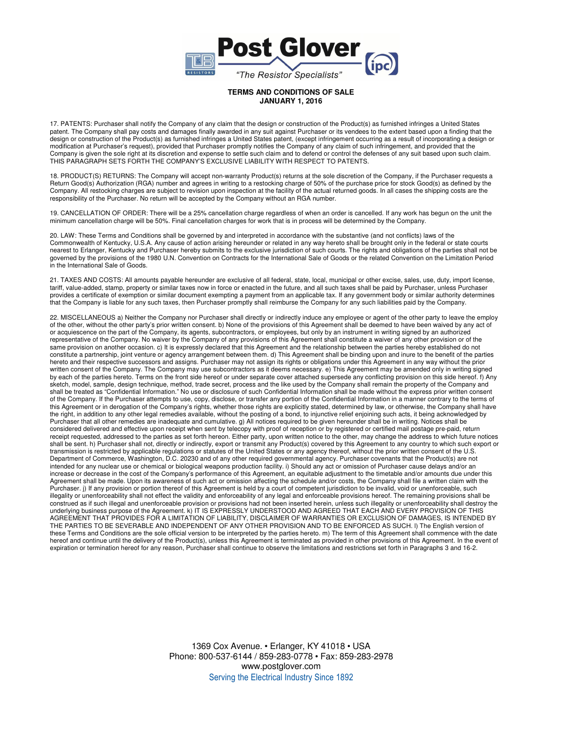**TERMS AND CONDITIONS OF SALE**
**JANUARY 1, 2016**

17. PATENTS: Purchaser shall notify the Company of any claim that the design or construction of the Product(s) as furnished infringes a United States patent. The Company shall pay costs and damages finally awarded in any suit against Purchaser or its vendees to the extent based upon a finding that the design or construction of the Product(s) as furnished infringes a United States patent, (except infringement occurring as a result of incorporating a design or modification at Purchaser's request), provided that Purchaser promptly notifies the Company of any claim of such infringement, and provided that the Company is given the sole right at its discretion and expense to settle such claim and to defend or control the defenses of any suit based upon such claim. THIS PARAGRAPH SETS FORTH THE COMPANY'S EXCLUSIVE LIABILITY WITH RESPECT TO PATENTS.

18. PRODUCT(S) RETURNS: The Company will accept non-warranty Product(s) returns at the sole discretion of the Company, if the Purchaser requests a Return Good(s) Authorization (RGA) number and agrees in writing to a restocking charge of 50% of the purchase price for stock Good(s) as defined by the Company. All restocking charges are subject to revision upon inspection at the facility of the actual returned goods. In all cases the shipping costs are the responsibility of the Purchaser. No return will be accepted by the Company without an RGA number.

19. CANCELLATION OF ORDER: There will be a 25% cancellation charge regardless of when an order is cancelled. If any work has begun on the unit the minimum cancellation charge will be 50%. Final cancellation charges for work that is in process will be determined by the Company.

20. LAW: These Terms and Conditions shall be governed by and interpreted in accordance with the substantive (and not conflicts) laws of the Commonwealth of Kentucky, U.S.A. Any cause of action arising hereunder or related in any way hereto shall be brought only in the federal or state courts nearest to Erlanger, Kentucky and Purchaser hereby submits to the exclusive jurisdiction of such courts. The rights and obligations of the parties shall not be governed by the provisions of the 1980 U.N. Convention on Contracts for the International Sale of Goods or the related Convention on the Limitation Period in the International Sale of Goods.

21. TAXES AND COSTS: All amounts payable hereunder are exclusive of all federal, state, local, municipal or other excise, sales, use, duty, import license, tariff, value-added, stamp, property or similar taxes now in force or enacted in the future, and all such taxes shall be paid by Purchaser, unless Purchaser provides a certificate of exemption or similar document exempting a payment from an applicable tax. If any government body or similar authority determines that the Company is liable for any such taxes, then Purchaser promptly shall reimburse the Company for any such liabilities paid by the Company.

22. MISCELLANEOUS a) Neither the Company nor Purchaser shall directly or indirectly induce any employee or agent of the other party to leave the employ of the other, without the other party's prior written consent. b) None of the provisions of this Agreement shall be deemed to have been waived by any act of or acquiescence on the part of the Company, its agents, subcontractors, or employees, but only by an instrument in writing signed by an authorized representative of the Company. No waiver by the Company of any provisions of this Agreement shall constitute a waiver of any other provision or of the same provision on another occasion. c) It is expressly declared that this Agreement and the relationship between the parties hereby established do not constitute a partnership, joint venture or agency arrangement between them. d) This Agreement shall be binding upon and inure to the benefit of the parties hereto and their respective successors and assigns. Purchaser may not assign its rights or obligations under this Agreement in any way without the prior written consent of the Company. The Company may use subcontractors as it deems necessary. e) This Agreement may be amended only in writing signed by each of the parties hereto. Terms on the front side hereof or under separate cover attached supersede any conflicting provision on this side hereof. f) Any sketch, model, sample, design technique, method, trade secret, process and the like used by the Company shall remain the property of the Company and shall be treated as "Confidential Information." No use or disclosure of such Confidential Information shall be made without the express prior written consent of the Company. If the Purchaser attempts to use, copy, disclose, or transfer any portion of the Confidential Information in a manner contrary to the terms of this Agreement or in derogation of the Company's rights, whether those rights are explicitly stated, determined by law, or otherwise, the Company shall have the right, in addition to any other legal remedies available, without the posting of a bond, to injunctive relief enjoining such acts, it being acknowledged by Purchaser that all other remedies are inadequate and cumulative. g) All notices required to be given hereunder shall be in writing. Notices shall be considered delivered and effective upon receipt when sent by telecopy with proof of reception or by registered or certified mail postage pre-paid, return receipt requested, addressed to the parties as set forth hereon. Either party, upon written notice to the other, may change the address to which future notices shall be sent. h) Purchaser shall not, directly or indirectly, export or transmit any Product(s) covered by this Agreement to any country to which such export or transmission is restricted by applicable regulations or statutes of the United States or any agency thereof, without the prior written consent of the U.S. Department of Commerce, Washington, D.C. 20230 and of any other required governmental agency. Purchaser covenants that the Product(s) are not intended for any nuclear use or chemical or biological weapons production facility. i) Should any act or omission of Purchaser cause delays and/or an increase or decrease in the cost of the Company's performance of this Agreement, an equitable adjustment to the timetable and/or amounts due under this Agreement shall be made. Upon its awareness of such act or omission affecting the schedule and/or costs, the Company shall file a written claim with the Purchaser. j) If any provision or portion thereof of this Agreement is held by a court of competent jurisdiction to be invalid, void or unenforceable, such illegality or unenforceability shall not effect the validity and enforceability of any legal and enforceable provisions hereof. The remaining provisions shall be construed as if such illegal and unenforceable provision or provisions had not been inserted herein, unless such illegality or unenforceability shall destroy the underlying business purpose of the Agreement. k) IT IS EXPRESSLY UNDERSTOOD AND AGREED THAT EACH AND EVERY PROVISION OF THIS AGREEMENT THAT PROVIDES FOR A LIMITATION OF LIABILITY, DISCLAIMER OF WARRANTIES OR EXCLUSION OF DAMAGES, IS INTENDED BY THE PARTIES TO BE SEVERABLE AND INDEPENDENT OF ANY OTHER PROVISION AND TO BE ENFORCED AS SUCH. l) The English version of these Terms and Conditions are the sole official version to be interpreted by the parties hereto. m) The term of this Agreement shall commence with the date hereof and continue until the delivery of the Product(s), unless this Agreement is terminated as provided in other provisions of this Agreement. In the event of expiration or termination hereof for any reason, Purchaser shall continue to observe the limitations and restrictions set forth in Paragraphs 3 and 16-2.